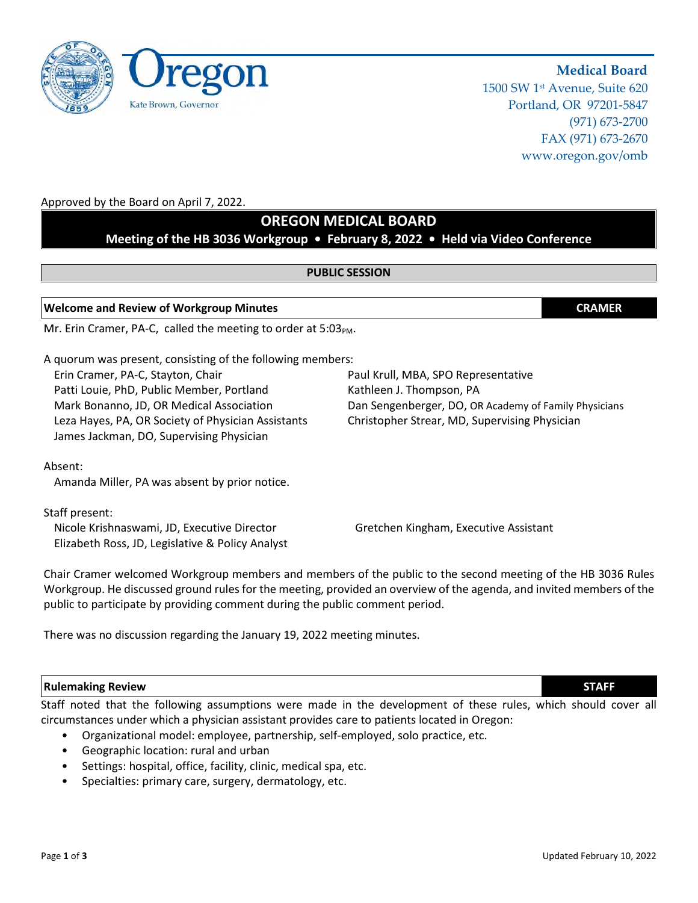Oregon

Kate Brown, Governor

**Medical Board**
1500 SW 1st Avenue, Suite 620
Portland, OR 97201-5847
(971) 673-2700
FAX (971) 673-2670
www.oregon.gov/omb

Approved by the Board on April 7, 2022.

# OREGON MEDICAL BOARD

**Meeting of the HB 3036 Workgroup • February 8, 2022 • Held via Video Conference**

## PUBLIC SESSION

### Welcome and Review of Workgroup Minutes — CRAMER

Mr. Erin Cramer, PA-C, called the meeting to order at 5:03PM.

A quorum was present, consisting of the following members:

- Erin Cramer, PA-C, Stayton, Chair
- Patti Louie, PhD, Public Member, Portland
- Mark Bonanno, JD, OR Medical Association
- Leza Hayes, PA, OR Society of Physician Assistants
- James Jackman, DO, Supervising Physician
- Paul Krull, MBA, SPO Representative
- Kathleen J. Thompson, PA
- Dan Sengenberger, DO, OR Academy of Family Physicians
- Christopher Strear, MD, Supervising Physician

Absent:

Amanda Miller, PA was absent by prior notice.

Staff present:

- Nicole Krishnaswami, JD, Executive Director
- Elizabeth Ross, JD, Legislative & Policy Analyst
- Gretchen Kingham, Executive Assistant

Chair Cramer welcomed Workgroup members and members of the public to the second meeting of the HB 3036 Rules Workgroup. He discussed ground rules for the meeting, provided an overview of the agenda, and invited members of the public to participate by providing comment during the public comment period.

There was no discussion regarding the January 19, 2022 meeting minutes.

### Rulemaking Review — STAFF

Staff noted that the following assumptions were made in the development of these rules, which should cover all circumstances under which a physician assistant provides care to patients located in Oregon:

- Organizational model: employee, partnership, self-employed, solo practice, etc.
- Geographic location: rural and urban
- Settings: hospital, office, facility, clinic, medical spa, etc.
- Specialties: primary care, surgery, dermatology, etc.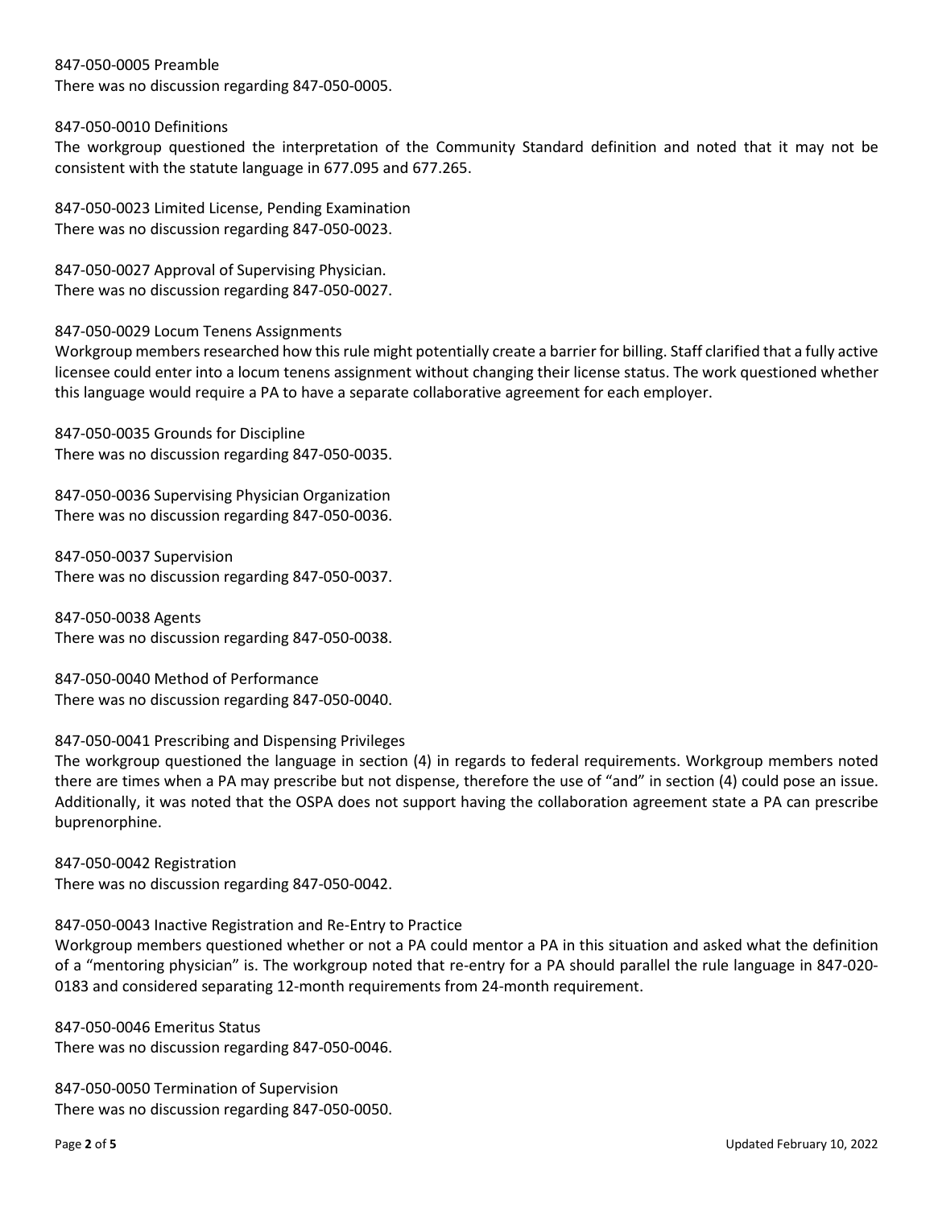847-050-0005 Preamble
There was no discussion regarding 847-050-0005.

847-050-0010 Definitions
The workgroup questioned the interpretation of the Community Standard definition and noted that it may not be consistent with the statute language in 677.095 and 677.265.

847-050-0023 Limited License, Pending Examination
There was no discussion regarding 847-050-0023.

847-050-0027 Approval of Supervising Physician.
There was no discussion regarding 847-050-0027.

847-050-0029 Locum Tenens Assignments
Workgroup members researched how this rule might potentially create a barrier for billing. Staff clarified that a fully active licensee could enter into a locum tenens assignment without changing their license status. The work questioned whether this language would require a PA to have a separate collaborative agreement for each employer.

847-050-0035 Grounds for Discipline
There was no discussion regarding 847-050-0035.

847-050-0036 Supervising Physician Organization
There was no discussion regarding 847-050-0036.

847-050-0037 Supervision
There was no discussion regarding 847-050-0037.

847-050-0038 Agents
There was no discussion regarding 847-050-0038.

847-050-0040 Method of Performance
There was no discussion regarding 847-050-0040.

847-050-0041 Prescribing and Dispensing Privileges
The workgroup questioned the language in section (4) in regards to federal requirements. Workgroup members noted there are times when a PA may prescribe but not dispense, therefore the use of "and" in section (4) could pose an issue. Additionally, it was noted that the OSPA does not support having the collaboration agreement state a PA can prescribe buprenorphine.

847-050-0042 Registration
There was no discussion regarding 847-050-0042.

847-050-0043 Inactive Registration and Re-Entry to Practice
Workgroup members questioned whether or not a PA could mentor a PA in this situation and asked what the definition of a "mentoring physician" is. The workgroup noted that re-entry for a PA should parallel the rule language in 847-020-0183 and considered separating 12-month requirements from 24-month requirement.

847-050-0046 Emeritus Status
There was no discussion regarding 847-050-0046.

847-050-0050 Termination of Supervision
There was no discussion regarding 847-050-0050.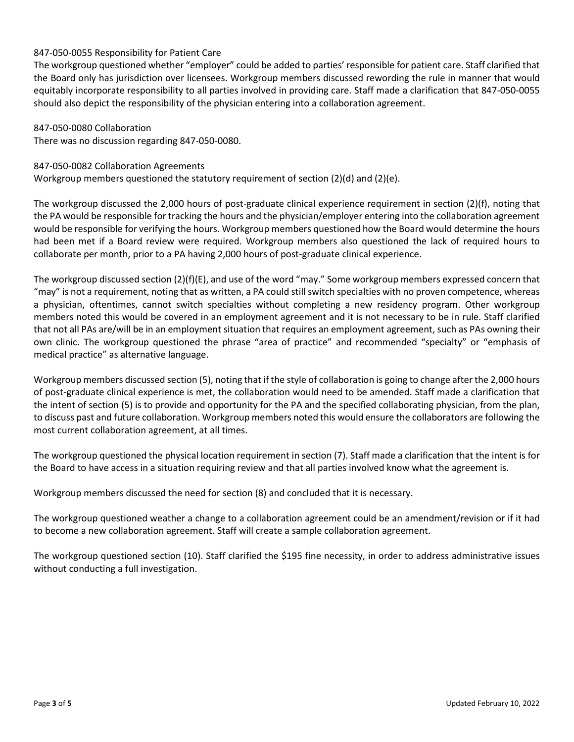847-050-0055 Responsibility for Patient Care

The workgroup questioned whether "employer" could be added to parties' responsible for patient care. Staff clarified that the Board only has jurisdiction over licensees. Workgroup members discussed rewording the rule in manner that would equitably incorporate responsibility to all parties involved in providing care. Staff made a clarification that 847-050-0055 should also depict the responsibility of the physician entering into a collaboration agreement.

847-050-0080 Collaboration

There was no discussion regarding 847-050-0080.

847-050-0082 Collaboration Agreements

Workgroup members questioned the statutory requirement of section (2)(d) and (2)(e).

The workgroup discussed the 2,000 hours of post-graduate clinical experience requirement in section (2)(f), noting that the PA would be responsible for tracking the hours and the physician/employer entering into the collaboration agreement would be responsible for verifying the hours. Workgroup members questioned how the Board would determine the hours had been met if a Board review were required. Workgroup members also questioned the lack of required hours to collaborate per month, prior to a PA having 2,000 hours of post-graduate clinical experience.

The workgroup discussed section (2)(f)(E), and use of the word "may." Some workgroup members expressed concern that "may" is not a requirement, noting that as written, a PA could still switch specialties with no proven competence, whereas a physician, oftentimes, cannot switch specialties without completing a new residency program. Other workgroup members noted this would be covered in an employment agreement and it is not necessary to be in rule. Staff clarified that not all PAs are/will be in an employment situation that requires an employment agreement, such as PAs owning their own clinic. The workgroup questioned the phrase "area of practice" and recommended "specialty" or "emphasis of medical practice" as alternative language.

Workgroup members discussed section (5), noting that if the style of collaboration is going to change after the 2,000 hours of post-graduate clinical experience is met, the collaboration would need to be amended. Staff made a clarification that the intent of section (5) is to provide and opportunity for the PA and the specified collaborating physician, from the plan, to discuss past and future collaboration. Workgroup members noted this would ensure the collaborators are following the most current collaboration agreement, at all times.

The workgroup questioned the physical location requirement in section (7). Staff made a clarification that the intent is for the Board to have access in a situation requiring review and that all parties involved know what the agreement is.

Workgroup members discussed the need for section (8) and concluded that it is necessary.

The workgroup questioned weather a change to a collaboration agreement could be an amendment/revision or if it had to become a new collaboration agreement. Staff will create a sample collaboration agreement.

The workgroup questioned section (10). Staff clarified the $195 fine necessity, in order to address administrative issues without conducting a full investigation.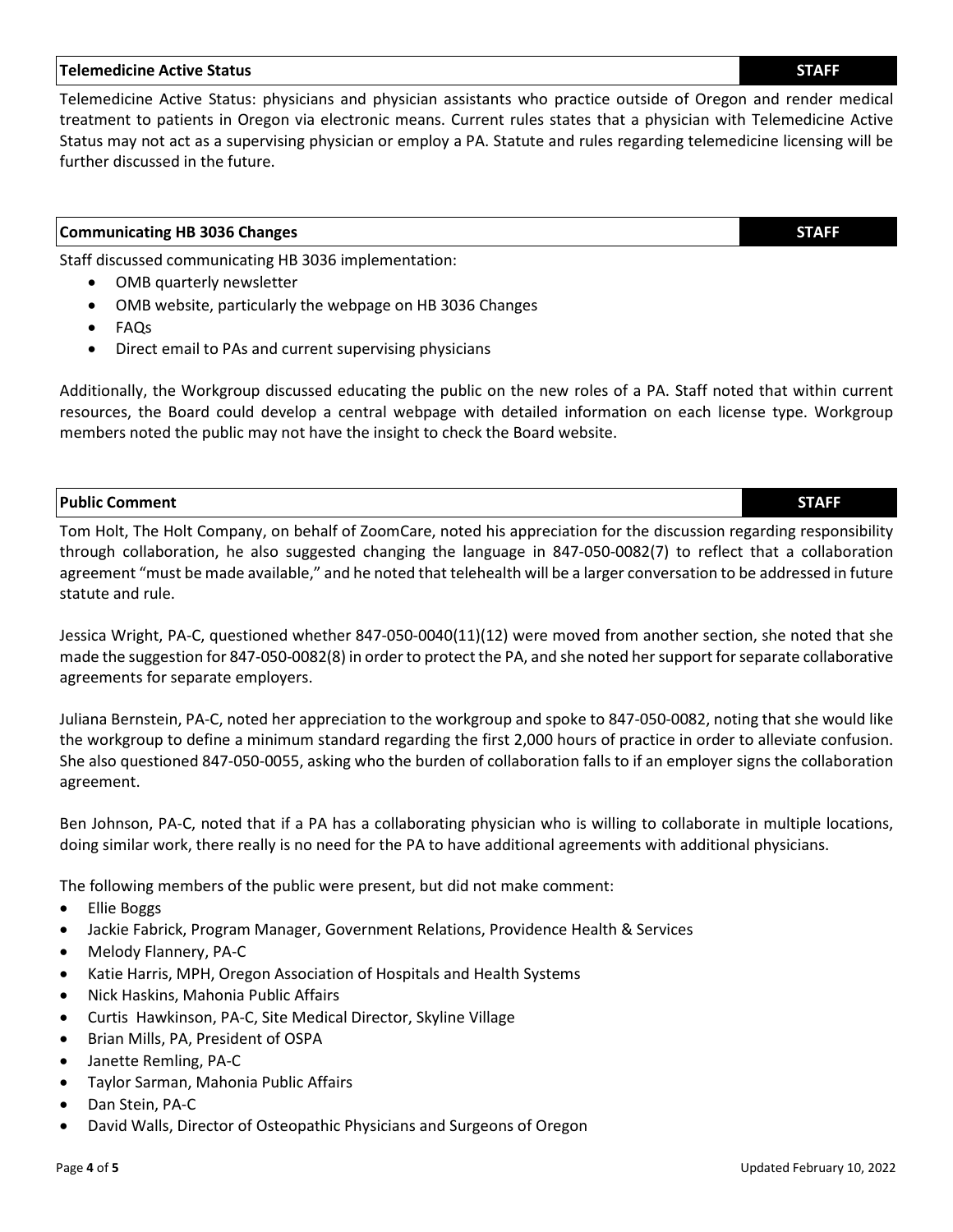## Telemedicine Active Status — STAFF

Telemedicine Active Status: physicians and physician assistants who practice outside of Oregon and render medical treatment to patients in Oregon via electronic means. Current rules states that a physician with Telemedicine Active Status may not act as a supervising physician or employ a PA. Statute and rules regarding telemedicine licensing will be further discussed in the future.

## Communicating HB 3036 Changes — STAFF

Staff discussed communicating HB 3036 implementation:

- OMB quarterly newsletter
- OMB website, particularly the webpage on HB 3036 Changes
- FAQs
- Direct email to PAs and current supervising physicians

Additionally, the Workgroup discussed educating the public on the new roles of a PA. Staff noted that within current resources, the Board could develop a central webpage with detailed information on each license type. Workgroup members noted the public may not have the insight to check the Board website.

## Public Comment — STAFF

Tom Holt, The Holt Company, on behalf of ZoomCare, noted his appreciation for the discussion regarding responsibility through collaboration, he also suggested changing the language in 847-050-0082(7) to reflect that a collaboration agreement "must be made available," and he noted that telehealth will be a larger conversation to be addressed in future statute and rule.

Jessica Wright, PA-C, questioned whether 847-050-0040(11)(12) were moved from another section, she noted that she made the suggestion for 847-050-0082(8) in order to protect the PA, and she noted her support for separate collaborative agreements for separate employers.

Juliana Bernstein, PA-C, noted her appreciation to the workgroup and spoke to 847-050-0082, noting that she would like the workgroup to define a minimum standard regarding the first 2,000 hours of practice in order to alleviate confusion. She also questioned 847-050-0055, asking who the burden of collaboration falls to if an employer signs the collaboration agreement.

Ben Johnson, PA-C, noted that if a PA has a collaborating physician who is willing to collaborate in multiple locations, doing similar work, there really is no need for the PA to have additional agreements with additional physicians.

The following members of the public were present, but did not make comment:

- Ellie Boggs
- Jackie Fabrick, Program Manager, Government Relations, Providence Health & Services
- Melody Flannery, PA-C
- Katie Harris, MPH, Oregon Association of Hospitals and Health Systems
- Nick Haskins, Mahonia Public Affairs
- Curtis Hawkinson, PA-C, Site Medical Director, Skyline Village
- Brian Mills, PA, President of OSPA
- Janette Remling, PA-C
- Taylor Sarman, Mahonia Public Affairs
- Dan Stein, PA-C
- David Walls, Director of Osteopathic Physicians and Surgeons of Oregon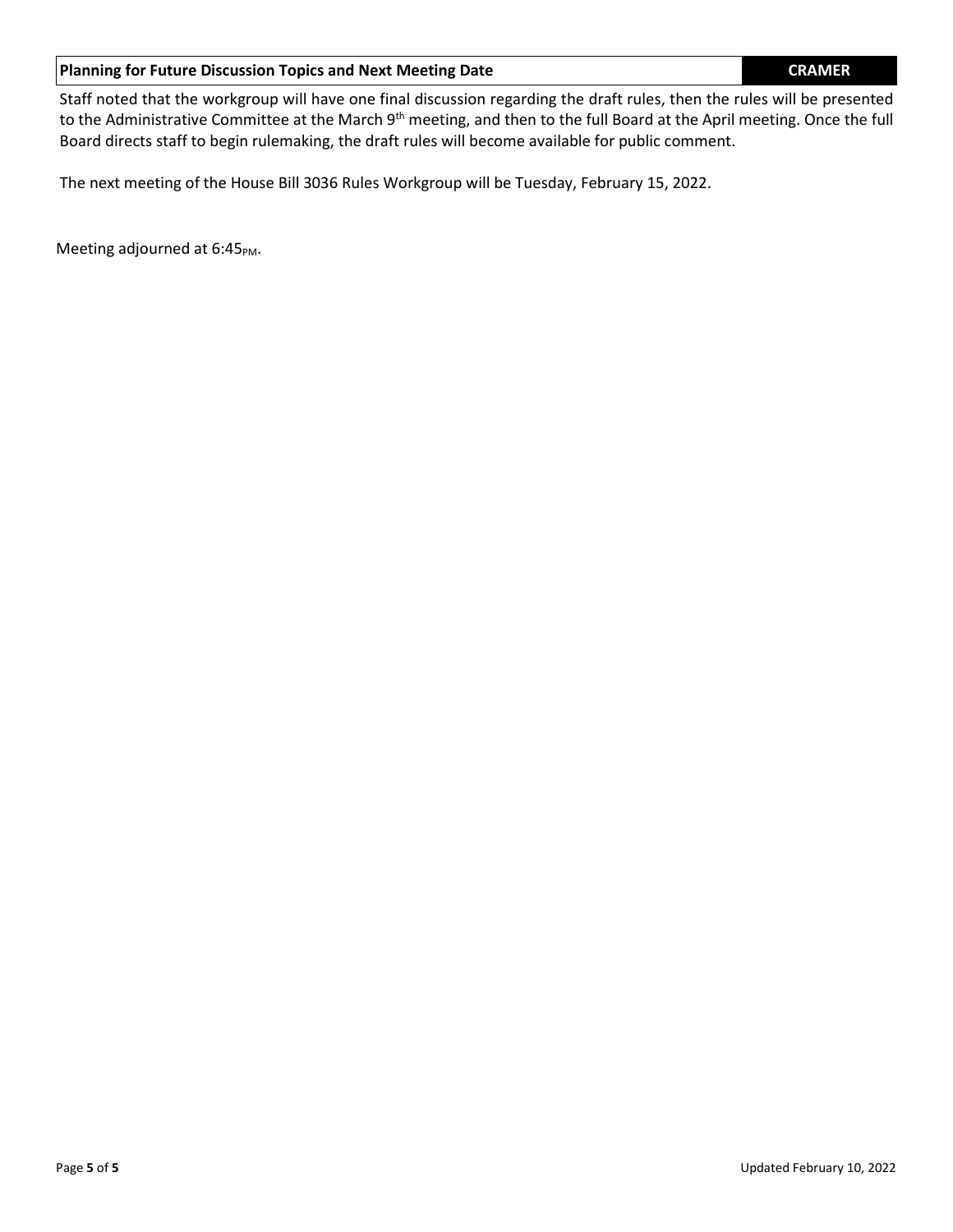| Planning for Future Discussion Topics and Next Meeting Date | CRAMER |
| --- | --- |

Staff noted that the workgroup will have one final discussion regarding the draft rules, then the rules will be presented to the Administrative Committee at the March 9th meeting, and then to the full Board at the April meeting. Once the full Board directs staff to begin rulemaking, the draft rules will become available for public comment.

The next meeting of the House Bill 3036 Rules Workgroup will be Tuesday, February 15, 2022.

Meeting adjourned at 6:45PM.